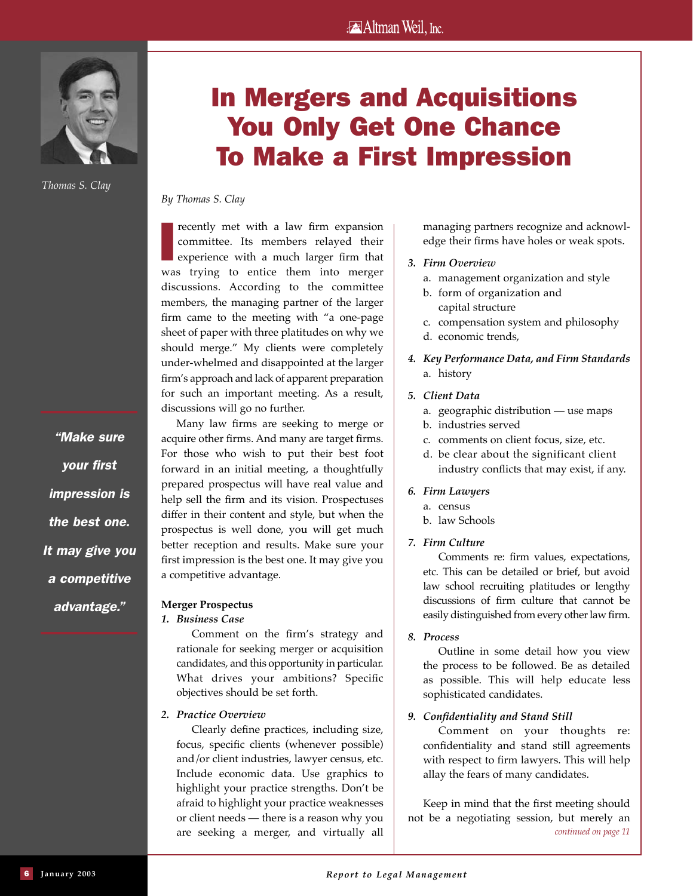# In Mergers and Acquisitions You Only Get One Chance To Make a First Impression

Thomas S. Clay

*By Thomas S. Clay*

I recently met with a law firm expansion committee. Its members relayed their experience with a much larger firm that was trying to entice them into merger discussions. According to the committee members, the managing partner of the larger firm came to the meeting with "a one-page sheet of paper with three platitudes on why we should merge." My clients were completely under-whelmed and disappointed at the larger firm's approach and lack of apparent preparation for such an important meeting. As a result, discussions will go no further.

Many law firms are seeking to merge or acquire other firms. And many are target firms. For those who wish to put their best foot forward in an initial meeting, a thoughtfully prepared prospectus will have real value and help sell the firm and its vision. Prospectuses differ in their content and style, but when the prospectus is well done, you will get much better reception and results. Make sure your first impression is the best one. It may give you a competitive advantage.

> *"Make sure your first impression is the best one. It may give you a competitive advantage."*

**Merger Prospectus**

1. ***Business Case***

   Comment on the firm's strategy and rationale for seeking merger or acquisition candidates, and this opportunity in particular. What drives your ambitions? Specific objectives should be set forth.

2. ***Practice Overview***

   Clearly define practices, including size, focus, specific clients (whenever possible) and/or client industries, lawyer census, etc. Include economic data. Use graphics to highlight your practice strengths. Don't be afraid to highlight your practice weaknesses or client needs — there is a reason why you are seeking a merger, and virtually all managing partners recognize and acknowledge their firms have holes or weak spots.

3. ***Firm Overview***
   a. management organization and style
   b. form of organization and capital structure
   c. compensation system and philosophy
   d. economic trends,

4. ***Key Performance Data, and Firm Standards***
   a. history

5. ***Client Data***
   a. geographic distribution — use maps
   b. industries served
   c. comments on client focus, size, etc.
   d. be clear about the significant client industry conflicts that may exist, if any.

6. ***Firm Lawyers***
   a. census
   b. law Schools

7. ***Firm Culture***

   Comments re: firm values, expectations, etc. This can be detailed or brief, but avoid law school recruiting platitudes or lengthy discussions of firm culture that cannot be easily distinguished from every other law firm.

8. ***Process***

   Outline in some detail how you view the process to be followed. Be as detailed as possible. This will help educate less sophisticated candidates.

9. ***Confidentiality and Stand Still***

   Comment on your thoughts re: confidentiality and stand still agreements with respect to firm lawyers. This will help allay the fears of many candidates.

Keep in mind that the first meeting should not be a negotiating session, but merely an

*continued on page 11*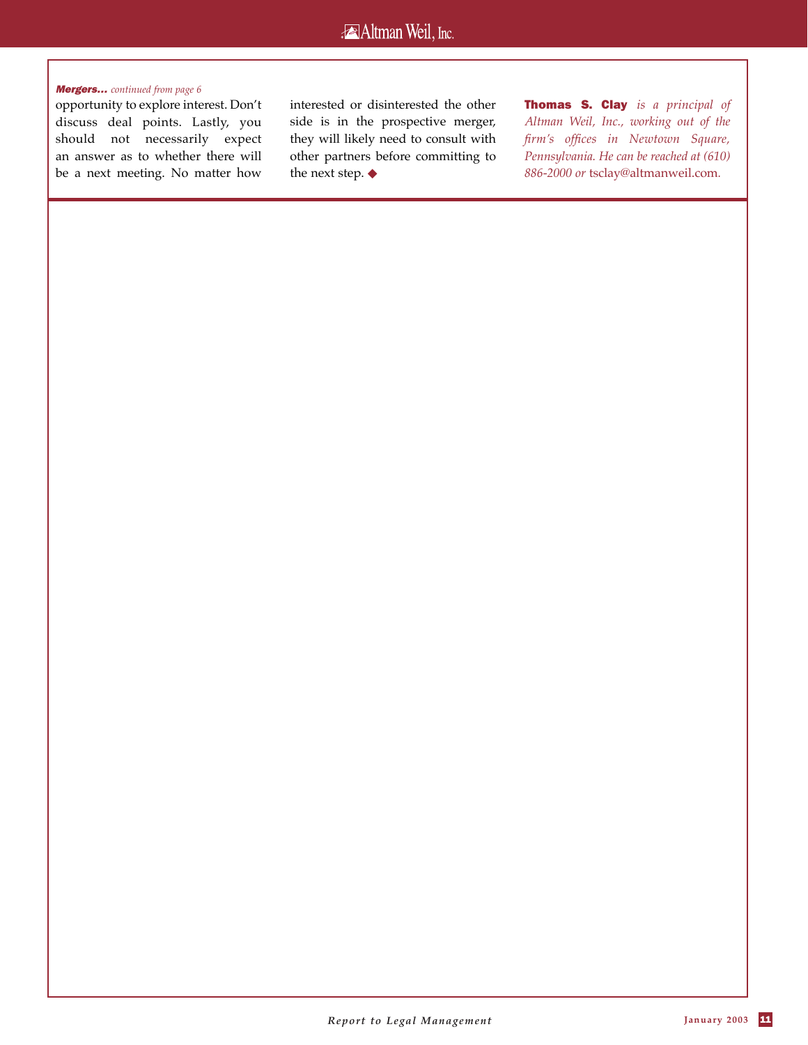***Mergers...*** *continued from page 6*

opportunity to explore interest. Don't discuss deal points. Lastly, you should not necessarily expect an answer as to whether there will be a next meeting. No matter how interested or disinterested the other side is in the prospective merger, they will likely need to consult with other partners before committing to the next step. ◆

**Thomas S. Clay** *is a principal of Altman Weil, Inc., working out of the firm's offices in Newtown Square, Pennsylvania. He can be reached at (610) 886-2000 or* tsclay@altmanweil.com.